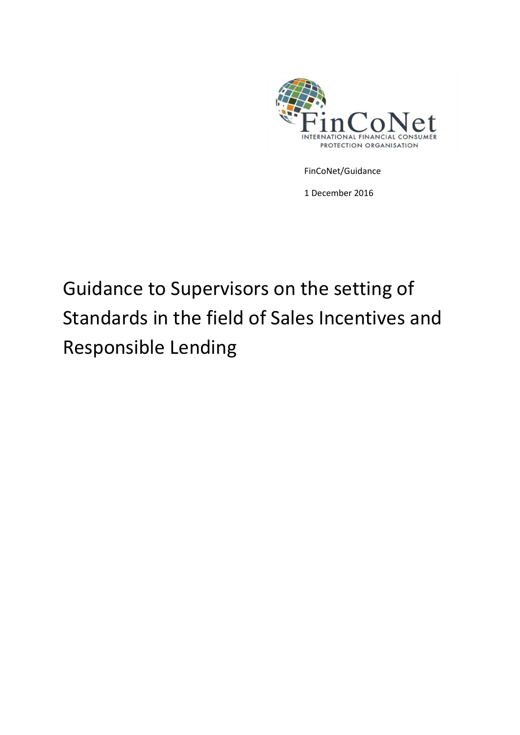FinCoNet
INTERNATIONAL FINANCIAL CONSUMER PROTECTION ORGANISATION

FinCoNet/Guidance

1 December 2016

# Guidance to Supervisors on the setting of Standards in the field of Sales Incentives and Responsible Lending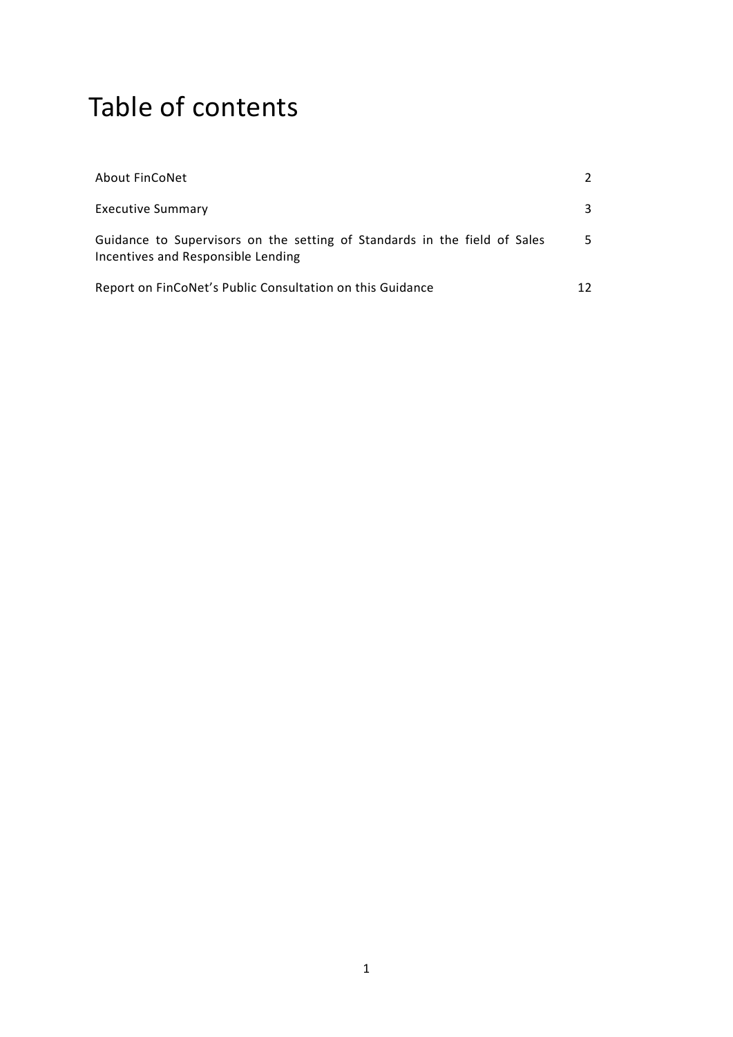# Table of contents

| | |
|---|---|
| About FinCoNet | 2 |
| Executive Summary | 3 |
| Guidance to Supervisors on the setting of Standards in the field of Sales Incentives and Responsible Lending | 5 |
| Report on FinCoNet's Public Consultation on this Guidance | 12 |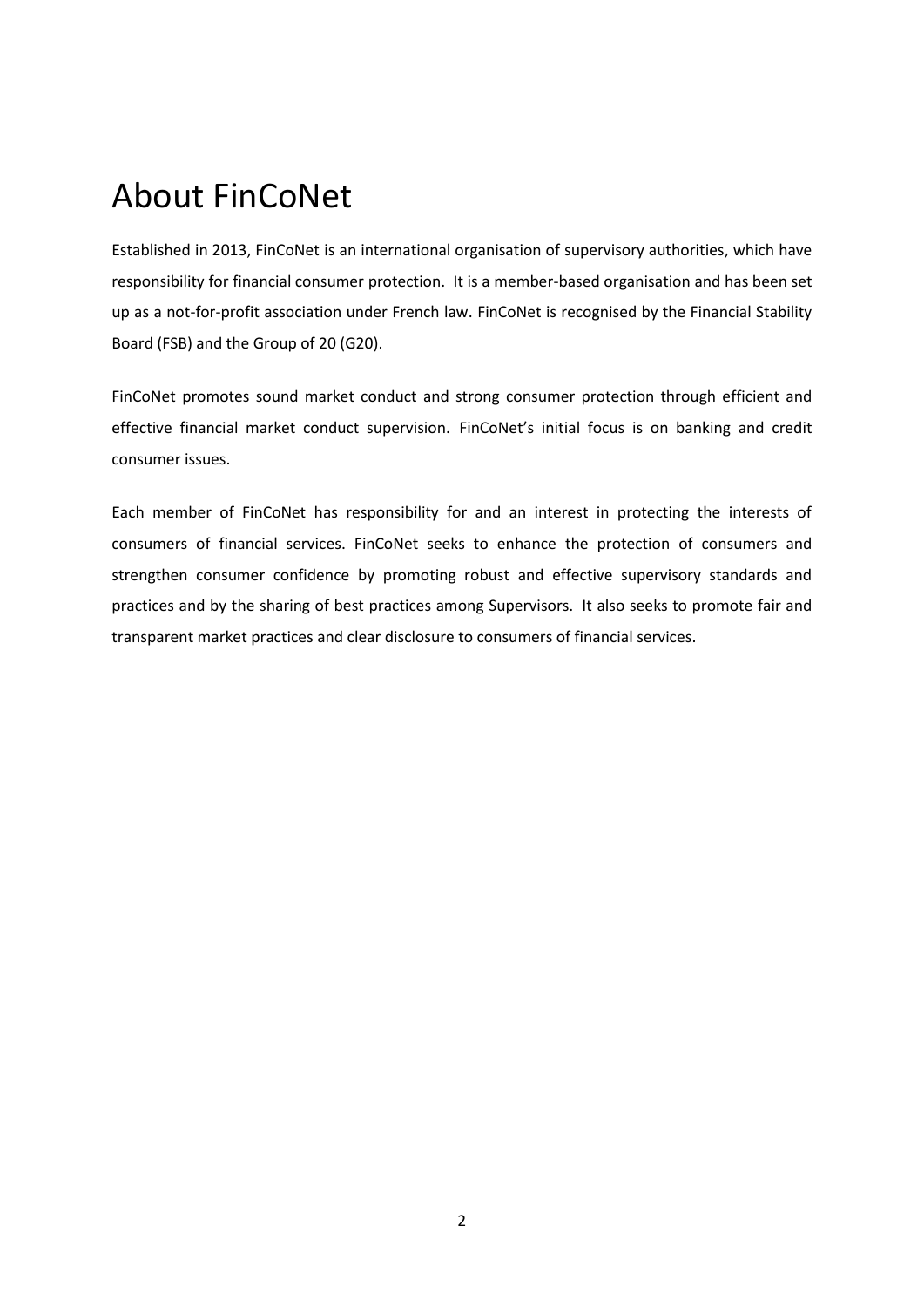# About FinCoNet

Established in 2013, FinCoNet is an international organisation of supervisory authorities, which have responsibility for financial consumer protection. It is a member-based organisation and has been set up as a not-for-profit association under French law. FinCoNet is recognised by the Financial Stability Board (FSB) and the Group of 20 (G20).

FinCoNet promotes sound market conduct and strong consumer protection through efficient and effective financial market conduct supervision. FinCoNet's initial focus is on banking and credit consumer issues.

Each member of FinCoNet has responsibility for and an interest in protecting the interests of consumers of financial services. FinCoNet seeks to enhance the protection of consumers and strengthen consumer confidence by promoting robust and effective supervisory standards and practices and by the sharing of best practices among Supervisors. It also seeks to promote fair and transparent market practices and clear disclosure to consumers of financial services.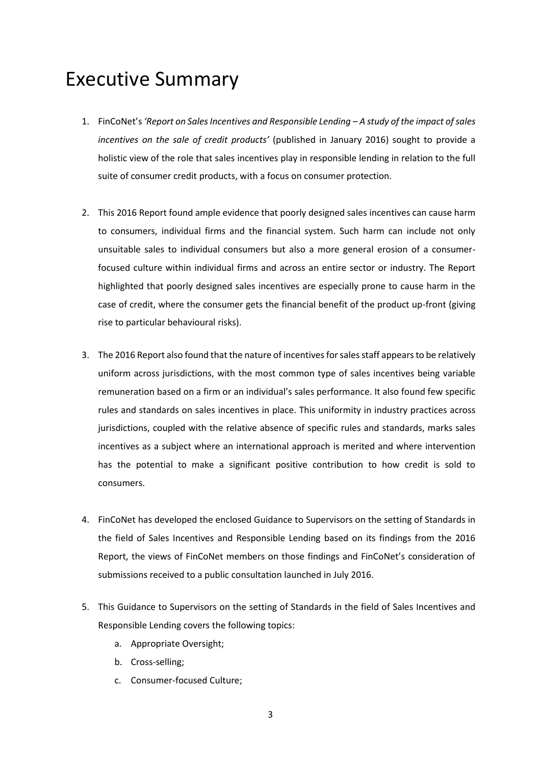# Executive Summary

1. FinCoNet's *'Report on Sales Incentives and Responsible Lending – A study of the impact of sales incentives on the sale of credit products'* (published in January 2016) sought to provide a holistic view of the role that sales incentives play in responsible lending in relation to the full suite of consumer credit products, with a focus on consumer protection.

2. This 2016 Report found ample evidence that poorly designed sales incentives can cause harm to consumers, individual firms and the financial system. Such harm can include not only unsuitable sales to individual consumers but also a more general erosion of a consumer-focused culture within individual firms and across an entire sector or industry. The Report highlighted that poorly designed sales incentives are especially prone to cause harm in the case of credit, where the consumer gets the financial benefit of the product up-front (giving rise to particular behavioural risks).

3. The 2016 Report also found that the nature of incentives for sales staff appears to be relatively uniform across jurisdictions, with the most common type of sales incentives being variable remuneration based on a firm or an individual's sales performance. It also found few specific rules and standards on sales incentives in place. This uniformity in industry practices across jurisdictions, coupled with the relative absence of specific rules and standards, marks sales incentives as a subject where an international approach is merited and where intervention has the potential to make a significant positive contribution to how credit is sold to consumers.

4. FinCoNet has developed the enclosed Guidance to Supervisors on the setting of Standards in the field of Sales Incentives and Responsible Lending based on its findings from the 2016 Report, the views of FinCoNet members on those findings and FinCoNet's consideration of submissions received to a public consultation launched in July 2016.

5. This Guidance to Supervisors on the setting of Standards in the field of Sales Incentives and Responsible Lending covers the following topics:
   a. Appropriate Oversight;
   b. Cross-selling;
   c. Consumer-focused Culture;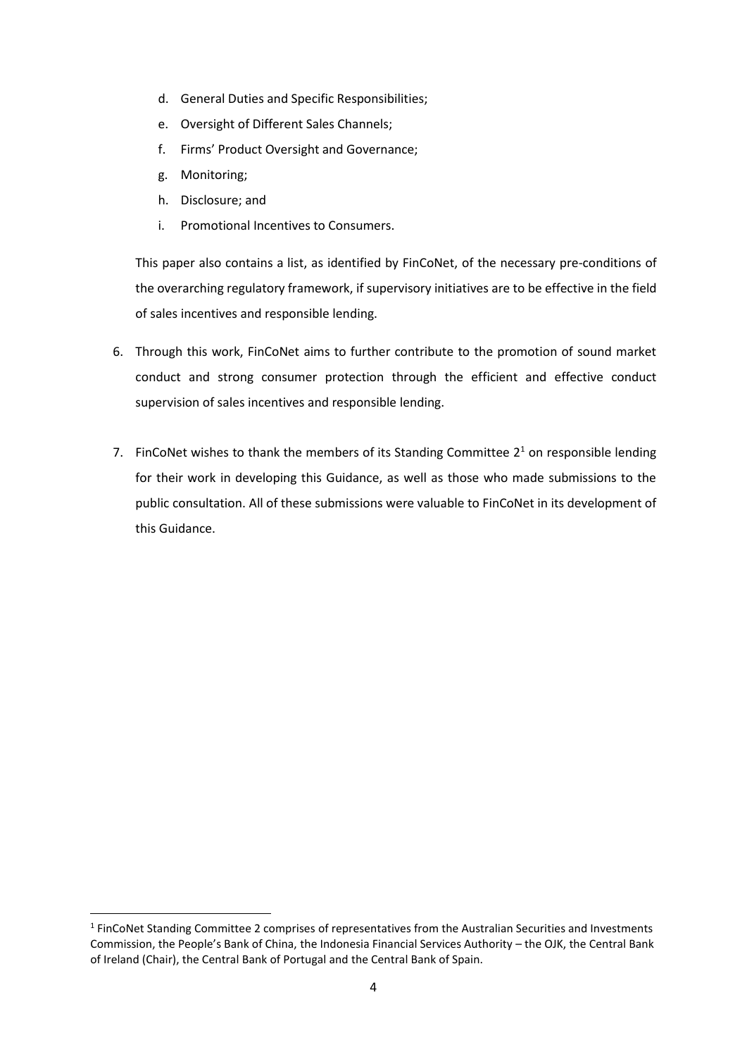d. General Duties and Specific Responsibilities;
e. Oversight of Different Sales Channels;
f. Firms' Product Oversight and Governance;
g. Monitoring;
h. Disclosure; and
i. Promotional Incentives to Consumers.

This paper also contains a list, as identified by FinCoNet, of the necessary pre-conditions of the overarching regulatory framework, if supervisory initiatives are to be effective in the field of sales incentives and responsible lending.

6. Through this work, FinCoNet aims to further contribute to the promotion of sound market conduct and strong consumer protection through the efficient and effective conduct supervision of sales incentives and responsible lending.

7. FinCoNet wishes to thank the members of its Standing Committee 2[1] on responsible lending for their work in developing this Guidance, as well as those who made submissions to the public consultation. All of these submissions were valuable to FinCoNet in its development of this Guidance.

[1] FinCoNet Standing Committee 2 comprises of representatives from the Australian Securities and Investments Commission, the People's Bank of China, the Indonesia Financial Services Authority – the OJK, the Central Bank of Ireland (Chair), the Central Bank of Portugal and the Central Bank of Spain.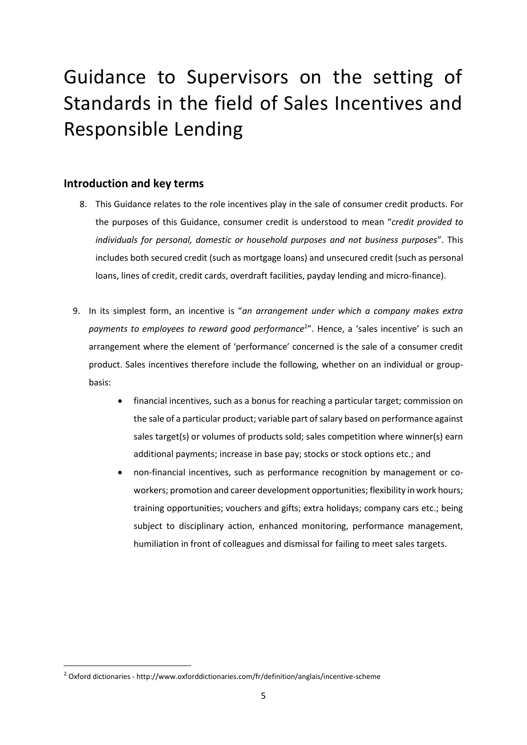# Guidance to Supervisors on the setting of Standards in the field of Sales Incentives and Responsible Lending

## Introduction and key terms

8. This Guidance relates to the role incentives play in the sale of consumer credit products. For the purposes of this Guidance, consumer credit is understood to mean "*credit provided to individuals for personal, domestic or household purposes and not business purposes*". This includes both secured credit (such as mortgage loans) and unsecured credit (such as personal loans, lines of credit, credit cards, overdraft facilities, payday lending and micro-finance).

9. In its simplest form, an incentive is "*an arrangement under which a company makes extra payments to employees to reward good performance*[2]". Hence, a 'sales incentive' is such an arrangement where the element of 'performance' concerned is the sale of a consumer credit product. Sales incentives therefore include the following, whether on an individual or group-basis:

    - financial incentives, such as a bonus for reaching a particular target; commission on the sale of a particular product; variable part of salary based on performance against sales target(s) or volumes of products sold; sales competition where winner(s) earn additional payments; increase in base pay; stocks or stock options etc.; and
    - non-financial incentives, such as performance recognition by management or co-workers; promotion and career development opportunities; flexibility in work hours; training opportunities; vouchers and gifts; extra holidays; company cars etc.; being subject to disciplinary action, enhanced monitoring, performance management, humiliation in front of colleagues and dismissal for failing to meet sales targets.

[2] Oxford dictionaries - http://www.oxforddictionaries.com/fr/definition/anglais/incentive-scheme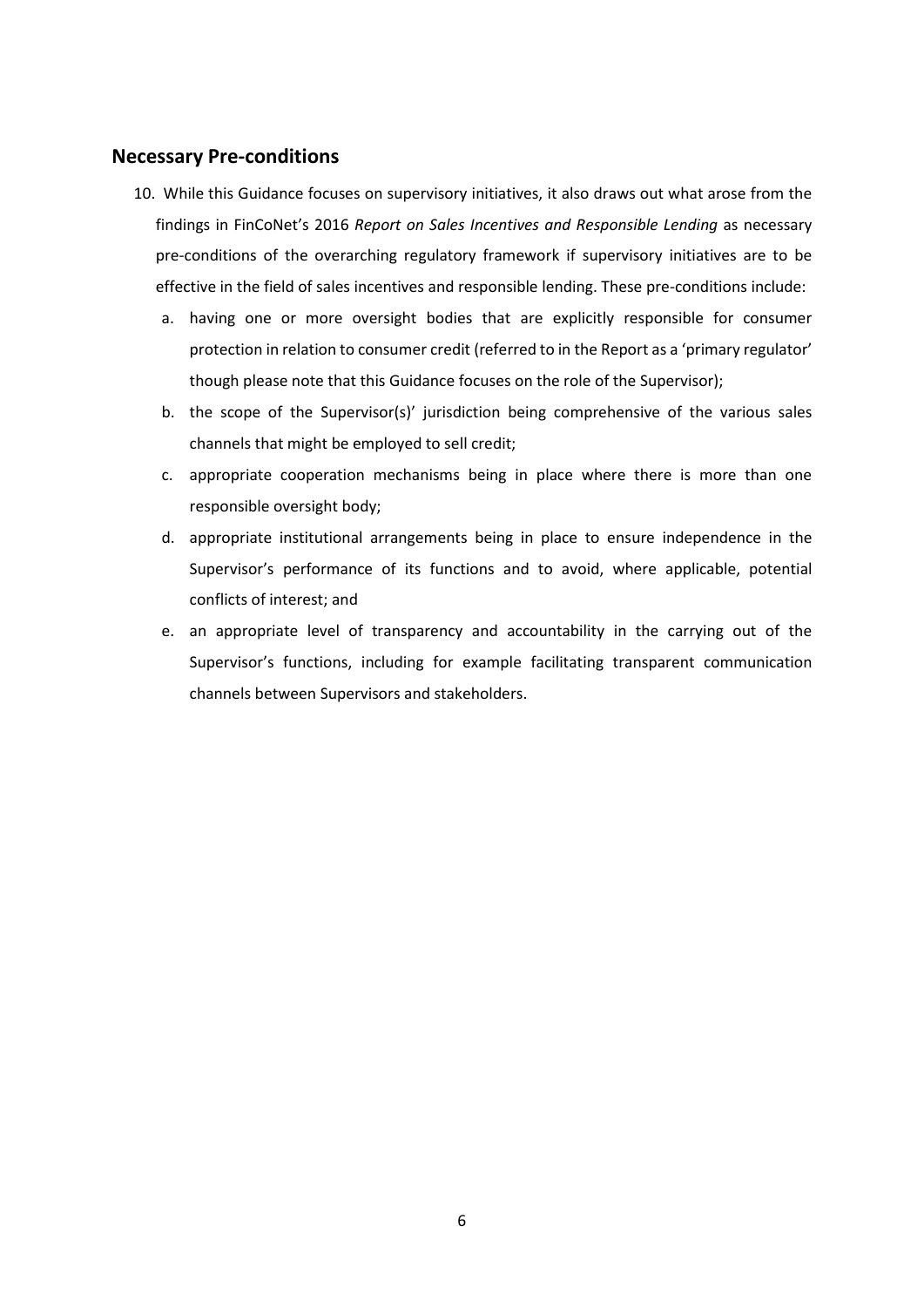## Necessary Pre-conditions

10. While this Guidance focuses on supervisory initiatives, it also draws out what arose from the findings in FinCoNet's 2016 *Report on Sales Incentives and Responsible Lending* as necessary pre-conditions of the overarching regulatory framework if supervisory initiatives are to be effective in the field of sales incentives and responsible lending. These pre-conditions include:

    a. having one or more oversight bodies that are explicitly responsible for consumer protection in relation to consumer credit (referred to in the Report as a 'primary regulator' though please note that this Guidance focuses on the role of the Supervisor);

    b. the scope of the Supervisor(s)' jurisdiction being comprehensive of the various sales channels that might be employed to sell credit;

    c. appropriate cooperation mechanisms being in place where there is more than one responsible oversight body;

    d. appropriate institutional arrangements being in place to ensure independence in the Supervisor's performance of its functions and to avoid, where applicable, potential conflicts of interest; and

    e. an appropriate level of transparency and accountability in the carrying out of the Supervisor's functions, including for example facilitating transparent communication channels between Supervisors and stakeholders.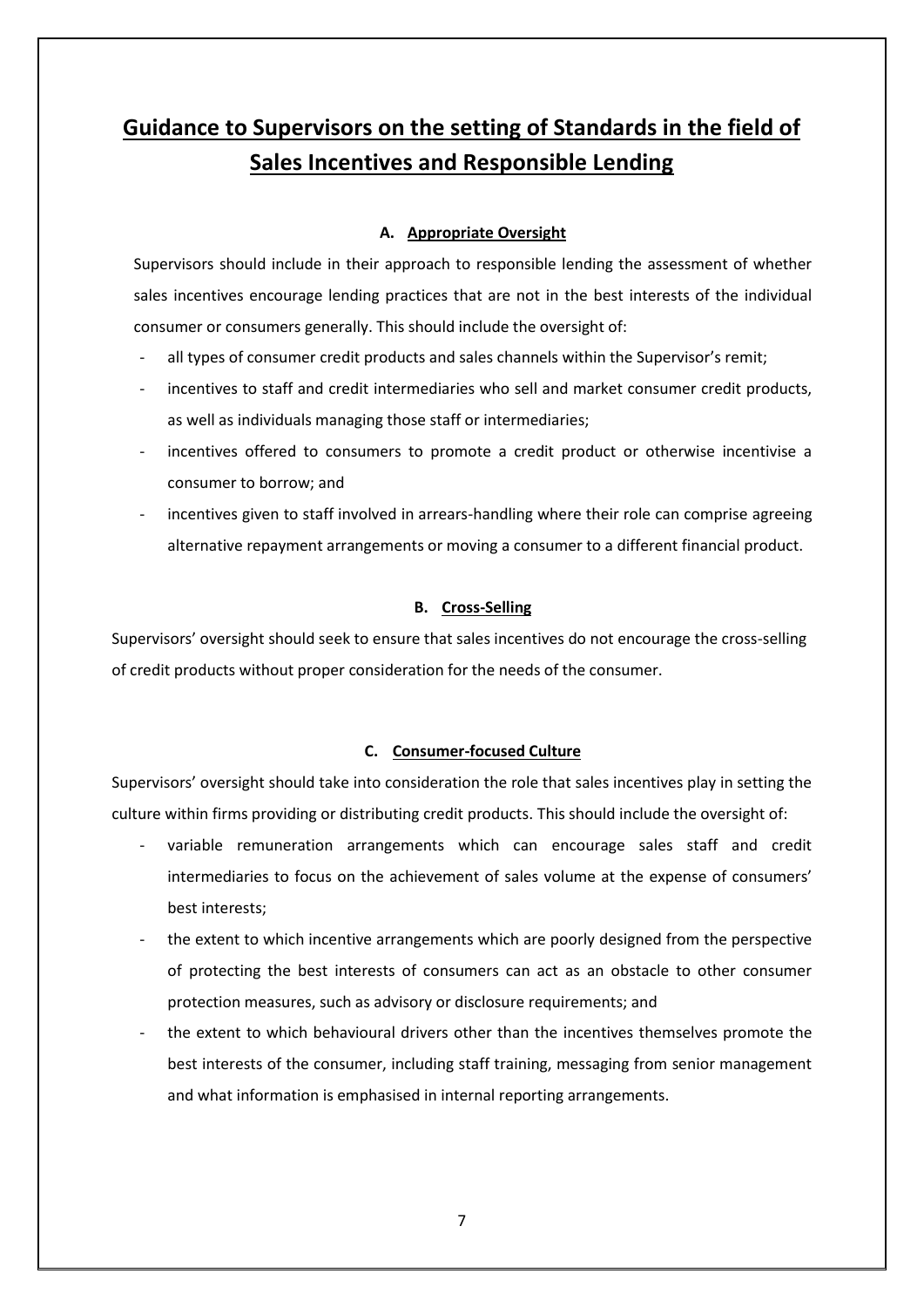# Guidance to Supervisors on the setting of Standards in the field of Sales Incentives and Responsible Lending

### A. Appropriate Oversight

Supervisors should include in their approach to responsible lending the assessment of whether sales incentives encourage lending practices that are not in the best interests of the individual consumer or consumers generally. This should include the oversight of:

- all types of consumer credit products and sales channels within the Supervisor's remit;
- incentives to staff and credit intermediaries who sell and market consumer credit products, as well as individuals managing those staff or intermediaries;
- incentives offered to consumers to promote a credit product or otherwise incentivise a consumer to borrow; and
- incentives given to staff involved in arrears-handling where their role can comprise agreeing alternative repayment arrangements or moving a consumer to a different financial product.

### B. Cross-Selling

Supervisors' oversight should seek to ensure that sales incentives do not encourage the cross-selling of credit products without proper consideration for the needs of the consumer.

### C. Consumer-focused Culture

Supervisors' oversight should take into consideration the role that sales incentives play in setting the culture within firms providing or distributing credit products. This should include the oversight of:

- variable remuneration arrangements which can encourage sales staff and credit intermediaries to focus on the achievement of sales volume at the expense of consumers' best interests;
- the extent to which incentive arrangements which are poorly designed from the perspective of protecting the best interests of consumers can act as an obstacle to other consumer protection measures, such as advisory or disclosure requirements; and
- the extent to which behavioural drivers other than the incentives themselves promote the best interests of the consumer, including staff training, messaging from senior management and what information is emphasised in internal reporting arrangements.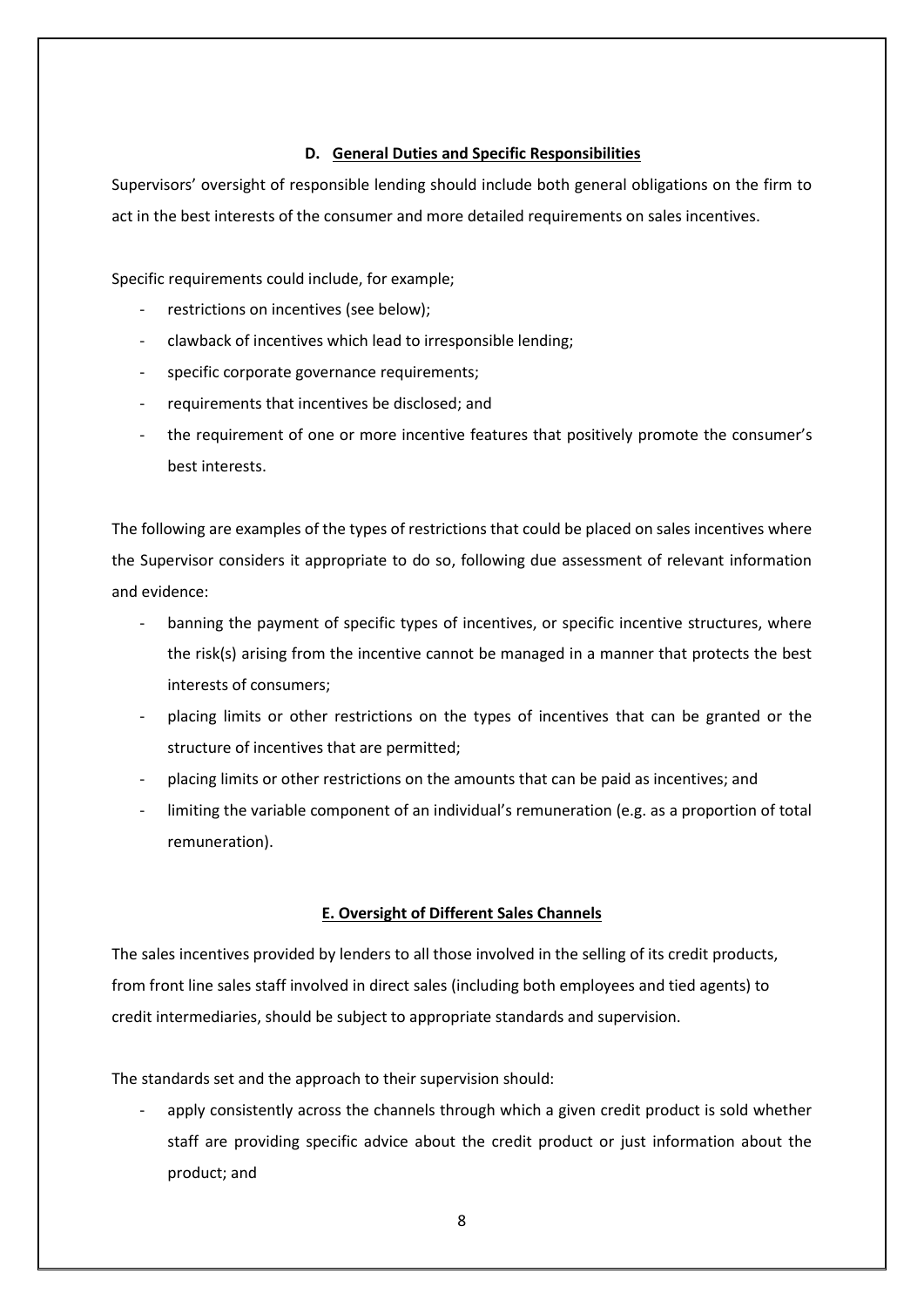### D. General Duties and Specific Responsibilities

Supervisors' oversight of responsible lending should include both general obligations on the firm to act in the best interests of the consumer and more detailed requirements on sales incentives.

Specific requirements could include, for example;

- restrictions on incentives (see below);
- clawback of incentives which lead to irresponsible lending;
- specific corporate governance requirements;
- requirements that incentives be disclosed; and
- the requirement of one or more incentive features that positively promote the consumer's best interests.

The following are examples of the types of restrictions that could be placed on sales incentives where the Supervisor considers it appropriate to do so, following due assessment of relevant information and evidence:

- banning the payment of specific types of incentives, or specific incentive structures, where the risk(s) arising from the incentive cannot be managed in a manner that protects the best interests of consumers;
- placing limits or other restrictions on the types of incentives that can be granted or the structure of incentives that are permitted;
- placing limits or other restrictions on the amounts that can be paid as incentives; and
- limiting the variable component of an individual's remuneration (e.g. as a proportion of total remuneration).

### E. Oversight of Different Sales Channels

The sales incentives provided by lenders to all those involved in the selling of its credit products, from front line sales staff involved in direct sales (including both employees and tied agents) to credit intermediaries, should be subject to appropriate standards and supervision.

The standards set and the approach to their supervision should:

- apply consistently across the channels through which a given credit product is sold whether staff are providing specific advice about the credit product or just information about the product; and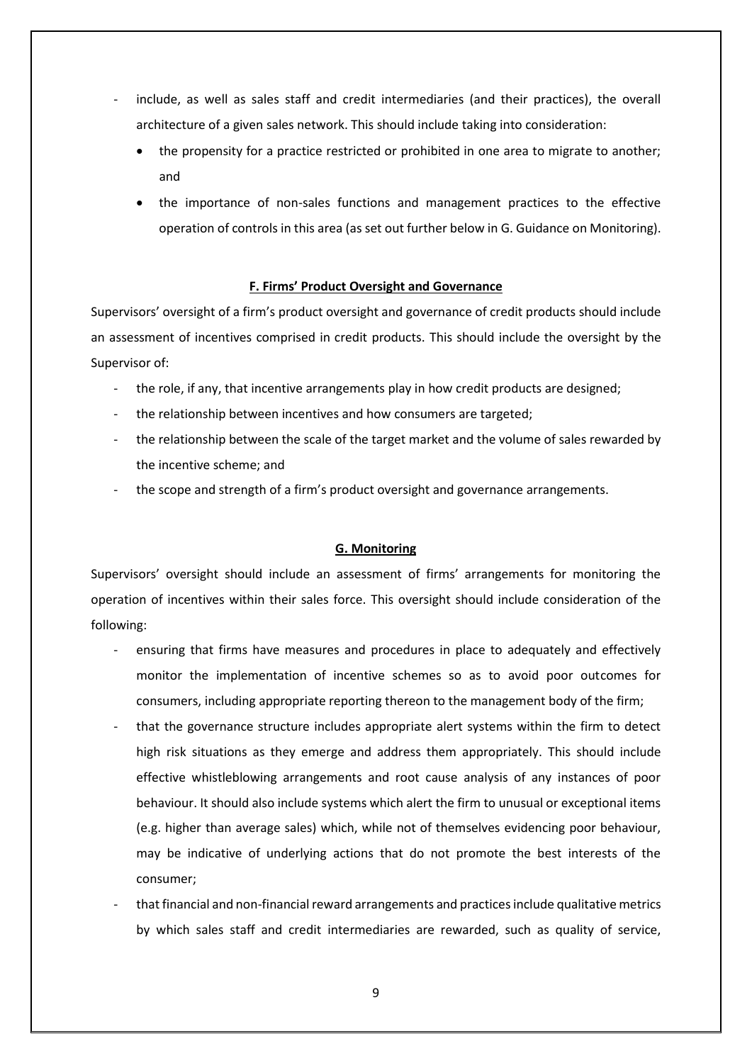- include, as well as sales staff and credit intermediaries (and their practices), the overall architecture of a given sales network. This should include taking into consideration:
  - the propensity for a practice restricted or prohibited in one area to migrate to another; and
  - the importance of non-sales functions and management practices to the effective operation of controls in this area (as set out further below in G. Guidance on Monitoring).

### F. Firms' Product Oversight and Governance

Supervisors' oversight of a firm's product oversight and governance of credit products should include an assessment of incentives comprised in credit products. This should include the oversight by the Supervisor of:

- the role, if any, that incentive arrangements play in how credit products are designed;
- the relationship between incentives and how consumers are targeted;
- the relationship between the scale of the target market and the volume of sales rewarded by the incentive scheme; and
- the scope and strength of a firm's product oversight and governance arrangements.

### G. Monitoring

Supervisors' oversight should include an assessment of firms' arrangements for monitoring the operation of incentives within their sales force. This oversight should include consideration of the following:

- ensuring that firms have measures and procedures in place to adequately and effectively monitor the implementation of incentive schemes so as to avoid poor outcomes for consumers, including appropriate reporting thereon to the management body of the firm;
- that the governance structure includes appropriate alert systems within the firm to detect high risk situations as they emerge and address them appropriately. This should include effective whistleblowing arrangements and root cause analysis of any instances of poor behaviour. It should also include systems which alert the firm to unusual or exceptional items (e.g. higher than average sales) which, while not of themselves evidencing poor behaviour, may be indicative of underlying actions that do not promote the best interests of the consumer;
- that financial and non-financial reward arrangements and practices include qualitative metrics by which sales staff and credit intermediaries are rewarded, such as quality of service,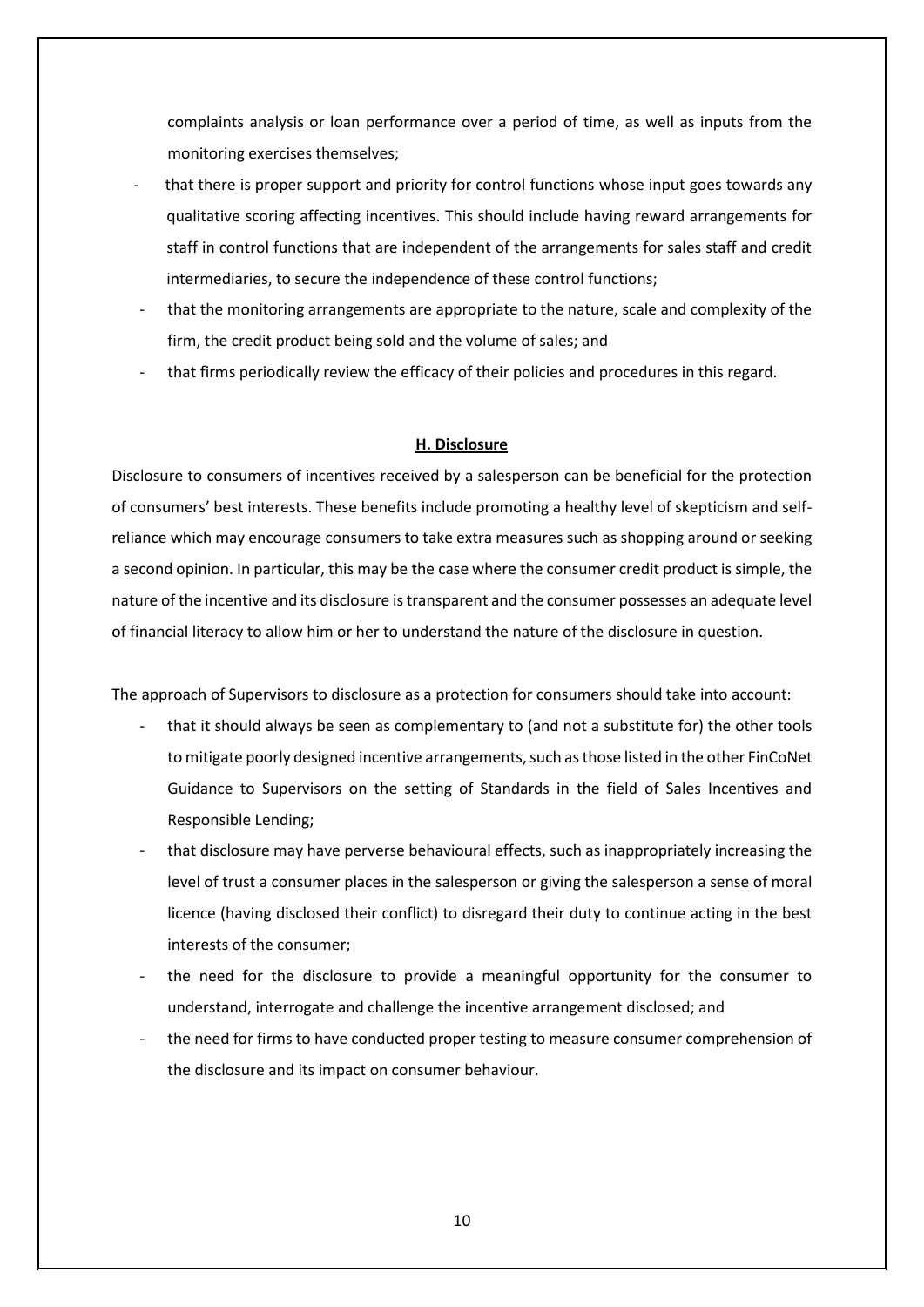complaints analysis or loan performance over a period of time, as well as inputs from the monitoring exercises themselves;

- that there is proper support and priority for control functions whose input goes towards any qualitative scoring affecting incentives. This should include having reward arrangements for staff in control functions that are independent of the arrangements for sales staff and credit intermediaries, to secure the independence of these control functions;
- that the monitoring arrangements are appropriate to the nature, scale and complexity of the firm, the credit product being sold and the volume of sales; and
- that firms periodically review the efficacy of their policies and procedures in this regard.

## H. Disclosure

Disclosure to consumers of incentives received by a salesperson can be beneficial for the protection of consumers' best interests. These benefits include promoting a healthy level of skepticism and self-reliance which may encourage consumers to take extra measures such as shopping around or seeking a second opinion. In particular, this may be the case where the consumer credit product is simple, the nature of the incentive and its disclosure is transparent and the consumer possesses an adequate level of financial literacy to allow him or her to understand the nature of the disclosure in question.

The approach of Supervisors to disclosure as a protection for consumers should take into account:

- that it should always be seen as complementary to (and not a substitute for) the other tools to mitigate poorly designed incentive arrangements, such as those listed in the other FinCoNet Guidance to Supervisors on the setting of Standards in the field of Sales Incentives and Responsible Lending;
- that disclosure may have perverse behavioural effects, such as inappropriately increasing the level of trust a consumer places in the salesperson or giving the salesperson a sense of moral licence (having disclosed their conflict) to disregard their duty to continue acting in the best interests of the consumer;
- the need for the disclosure to provide a meaningful opportunity for the consumer to understand, interrogate and challenge the incentive arrangement disclosed; and
- the need for firms to have conducted proper testing to measure consumer comprehension of the disclosure and its impact on consumer behaviour.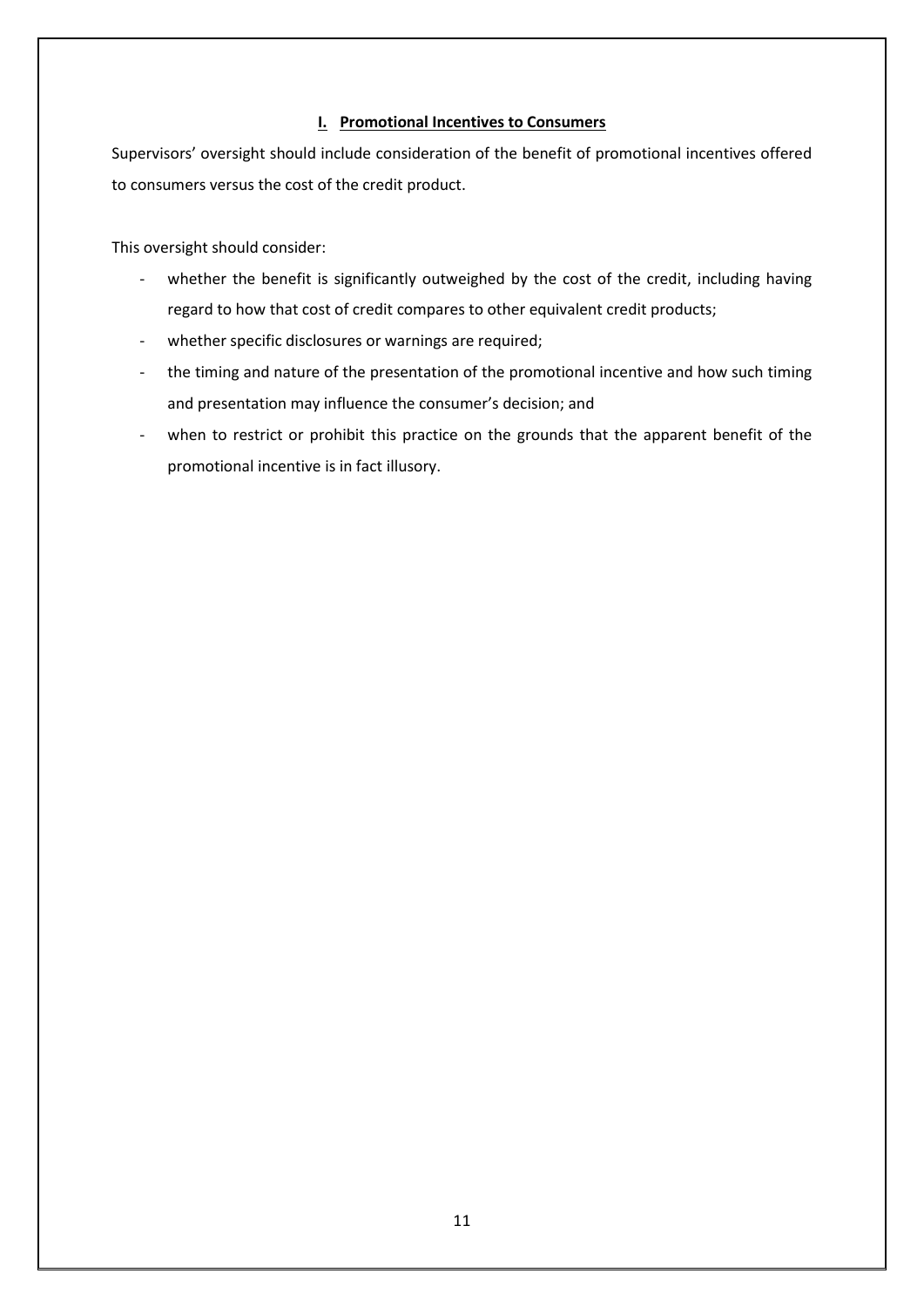## I. Promotional Incentives to Consumers

Supervisors' oversight should include consideration of the benefit of promotional incentives offered to consumers versus the cost of the credit product.

This oversight should consider:

- whether the benefit is significantly outweighed by the cost of the credit, including having regard to how that cost of credit compares to other equivalent credit products;
- whether specific disclosures or warnings are required;
- the timing and nature of the presentation of the promotional incentive and how such timing and presentation may influence the consumer's decision; and
- when to restrict or prohibit this practice on the grounds that the apparent benefit of the promotional incentive is in fact illusory.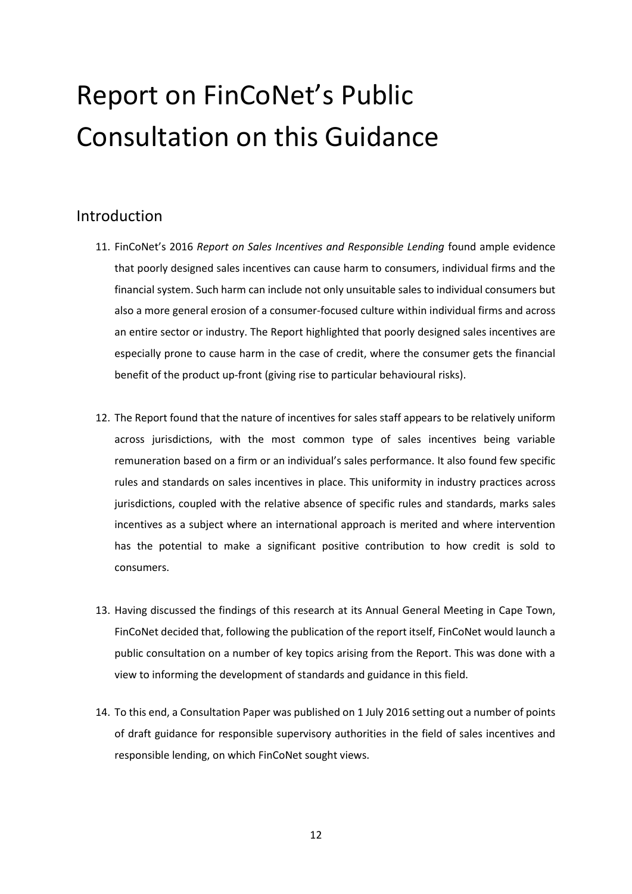# Report on FinCoNet's Public Consultation on this Guidance

## Introduction

11. FinCoNet's 2016 *Report on Sales Incentives and Responsible Lending* found ample evidence that poorly designed sales incentives can cause harm to consumers, individual firms and the financial system. Such harm can include not only unsuitable sales to individual consumers but also a more general erosion of a consumer-focused culture within individual firms and across an entire sector or industry. The Report highlighted that poorly designed sales incentives are especially prone to cause harm in the case of credit, where the consumer gets the financial benefit of the product up-front (giving rise to particular behavioural risks).

12. The Report found that the nature of incentives for sales staff appears to be relatively uniform across jurisdictions, with the most common type of sales incentives being variable remuneration based on a firm or an individual's sales performance. It also found few specific rules and standards on sales incentives in place. This uniformity in industry practices across jurisdictions, coupled with the relative absence of specific rules and standards, marks sales incentives as a subject where an international approach is merited and where intervention has the potential to make a significant positive contribution to how credit is sold to consumers.

13. Having discussed the findings of this research at its Annual General Meeting in Cape Town, FinCoNet decided that, following the publication of the report itself, FinCoNet would launch a public consultation on a number of key topics arising from the Report. This was done with a view to informing the development of standards and guidance in this field.

14. To this end, a Consultation Paper was published on 1 July 2016 setting out a number of points of draft guidance for responsible supervisory authorities in the field of sales incentives and responsible lending, on which FinCoNet sought views.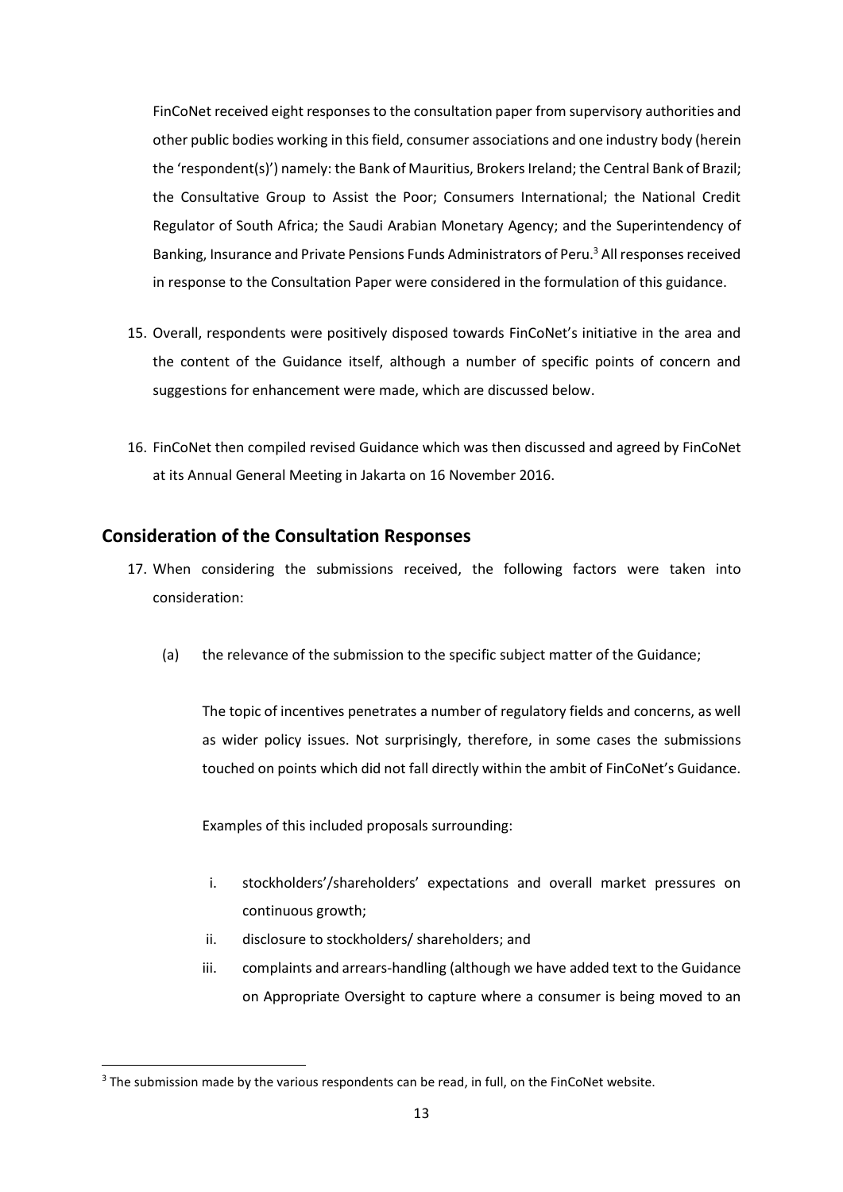FinCoNet received eight responses to the consultation paper from supervisory authorities and other public bodies working in this field, consumer associations and one industry body (herein the 'respondent(s)') namely: the Bank of Mauritius, Brokers Ireland; the Central Bank of Brazil; the Consultative Group to Assist the Poor; Consumers International; the National Credit Regulator of South Africa; the Saudi Arabian Monetary Agency; and the Superintendency of Banking, Insurance and Private Pensions Funds Administrators of Peru.[3] All responses received in response to the Consultation Paper were considered in the formulation of this guidance.

15. Overall, respondents were positively disposed towards FinCoNet's initiative in the area and the content of the Guidance itself, although a number of specific points of concern and suggestions for enhancement were made, which are discussed below.

16. FinCoNet then compiled revised Guidance which was then discussed and agreed by FinCoNet at its Annual General Meeting in Jakarta on 16 November 2016.

## Consideration of the Consultation Responses

17. When considering the submissions received, the following factors were taken into consideration:

    (a) the relevance of the submission to the specific subject matter of the Guidance;

    The topic of incentives penetrates a number of regulatory fields and concerns, as well as wider policy issues. Not surprisingly, therefore, in some cases the submissions touched on points which did not fall directly within the ambit of FinCoNet's Guidance.

    Examples of this included proposals surrounding:

    i. stockholders'/shareholders' expectations and overall market pressures on continuous growth;
    ii. disclosure to stockholders/ shareholders; and
    iii. complaints and arrears-handling (although we have added text to the Guidance on Appropriate Oversight to capture where a consumer is being moved to an

[3] The submission made by the various respondents can be read, in full, on the FinCoNet website.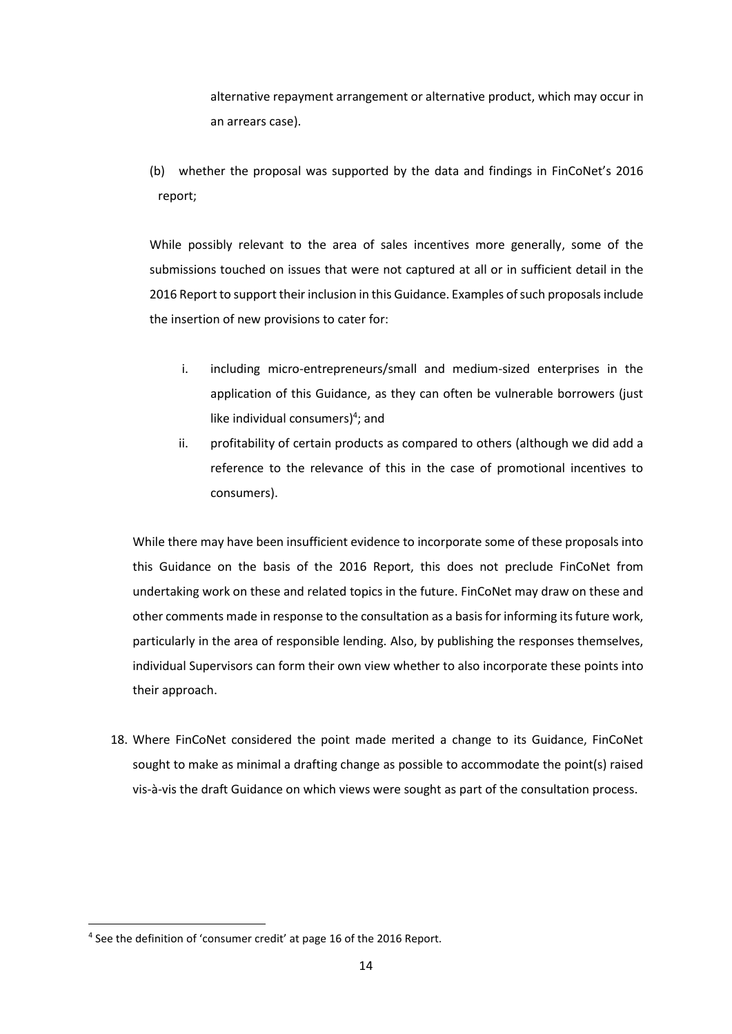alternative repayment arrangement or alternative product, which may occur in an arrears case).

(b) whether the proposal was supported by the data and findings in FinCoNet's 2016 report;

While possibly relevant to the area of sales incentives more generally, some of the submissions touched on issues that were not captured at all or in sufficient detail in the 2016 Report to support their inclusion in this Guidance. Examples of such proposals include the insertion of new provisions to cater for:

i. including micro-entrepreneurs/small and medium-sized enterprises in the application of this Guidance, as they can often be vulnerable borrowers (just like individual consumers)[4]; and
ii. profitability of certain products as compared to others (although we did add a reference to the relevance of this in the case of promotional incentives to consumers).

While there may have been insufficient evidence to incorporate some of these proposals into this Guidance on the basis of the 2016 Report, this does not preclude FinCoNet from undertaking work on these and related topics in the future. FinCoNet may draw on these and other comments made in response to the consultation as a basis for informing its future work, particularly in the area of responsible lending. Also, by publishing the responses themselves, individual Supervisors can form their own view whether to also incorporate these points into their approach.

18. Where FinCoNet considered the point made merited a change to its Guidance, FinCoNet sought to make as minimal a drafting change as possible to accommodate the point(s) raised vis-à-vis the draft Guidance on which views were sought as part of the consultation process.

[4] See the definition of 'consumer credit' at page 16 of the 2016 Report.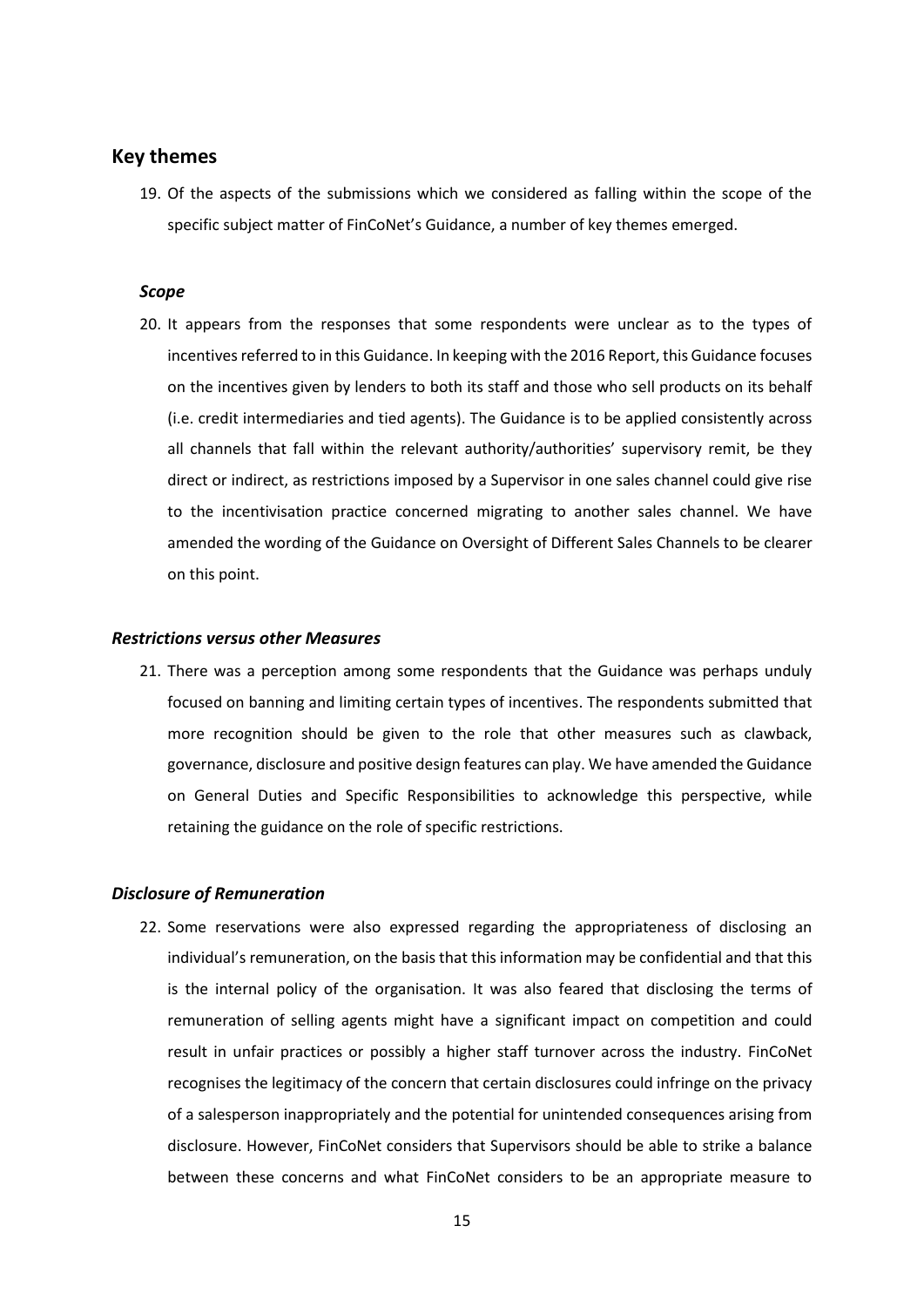## Key themes

19. Of the aspects of the submissions which we considered as falling within the scope of the specific subject matter of FinCoNet's Guidance, a number of key themes emerged.

### *Scope*

20. It appears from the responses that some respondents were unclear as to the types of incentives referred to in this Guidance. In keeping with the 2016 Report, this Guidance focuses on the incentives given by lenders to both its staff and those who sell products on its behalf (i.e. credit intermediaries and tied agents). The Guidance is to be applied consistently across all channels that fall within the relevant authority/authorities' supervisory remit, be they direct or indirect, as restrictions imposed by a Supervisor in one sales channel could give rise to the incentivisation practice concerned migrating to another sales channel. We have amended the wording of the Guidance on Oversight of Different Sales Channels to be clearer on this point.

### *Restrictions versus other Measures*

21. There was a perception among some respondents that the Guidance was perhaps unduly focused on banning and limiting certain types of incentives. The respondents submitted that more recognition should be given to the role that other measures such as clawback, governance, disclosure and positive design features can play. We have amended the Guidance on General Duties and Specific Responsibilities to acknowledge this perspective, while retaining the guidance on the role of specific restrictions.

### *Disclosure of Remuneration*

22. Some reservations were also expressed regarding the appropriateness of disclosing an individual's remuneration, on the basis that this information may be confidential and that this is the internal policy of the organisation. It was also feared that disclosing the terms of remuneration of selling agents might have a significant impact on competition and could result in unfair practices or possibly a higher staff turnover across the industry. FinCoNet recognises the legitimacy of the concern that certain disclosures could infringe on the privacy of a salesperson inappropriately and the potential for unintended consequences arising from disclosure. However, FinCoNet considers that Supervisors should be able to strike a balance between these concerns and what FinCoNet considers to be an appropriate measure to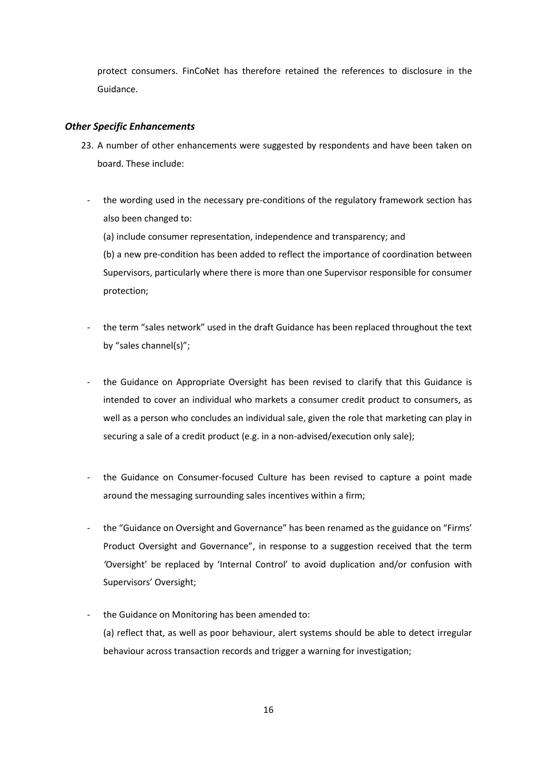protect consumers. FinCoNet has therefore retained the references to disclosure in the Guidance.

### *Other Specific Enhancements*

23. A number of other enhancements were suggested by respondents and have been taken on board. These include:

- the wording used in the necessary pre-conditions of the regulatory framework section has also been changed to:

  (a) include consumer representation, independence and transparency; and

  (b) a new pre-condition has been added to reflect the importance of coordination between Supervisors, particularly where there is more than one Supervisor responsible for consumer protection;

- the term "sales network" used in the draft Guidance has been replaced throughout the text by "sales channel(s)";

- the Guidance on Appropriate Oversight has been revised to clarify that this Guidance is intended to cover an individual who markets a consumer credit product to consumers, as well as a person who concludes an individual sale, given the role that marketing can play in securing a sale of a credit product (e.g. in a non-advised/execution only sale);

- the Guidance on Consumer-focused Culture has been revised to capture a point made around the messaging surrounding sales incentives within a firm;

- the "Guidance on Oversight and Governance" has been renamed as the guidance on "Firms' Product Oversight and Governance", in response to a suggestion received that the term 'Oversight' be replaced by 'Internal Control' to avoid duplication and/or confusion with Supervisors' Oversight;

- the Guidance on Monitoring has been amended to:

  (a) reflect that, as well as poor behaviour, alert systems should be able to detect irregular behaviour across transaction records and trigger a warning for investigation;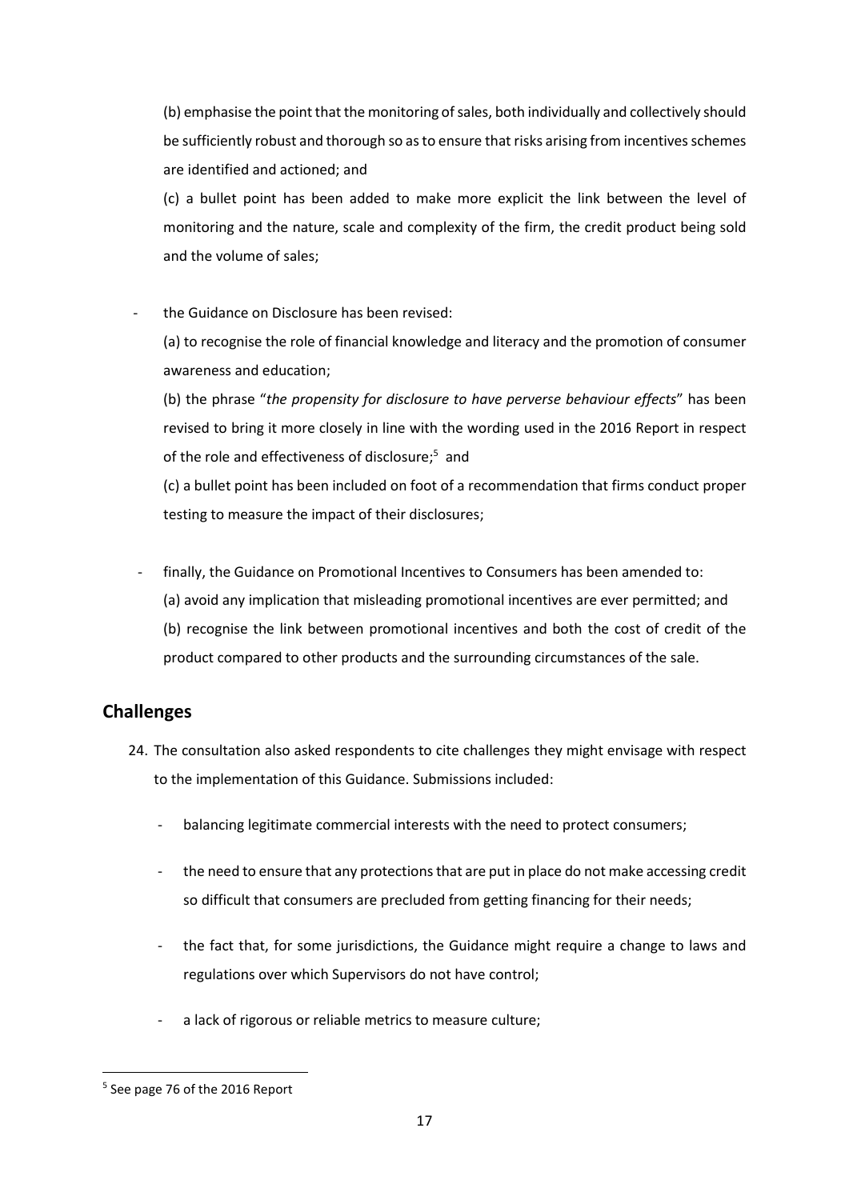(b) emphasise the point that the monitoring of sales, both individually and collectively should be sufficiently robust and thorough so as to ensure that risks arising from incentives schemes are identified and actioned; and

(c) a bullet point has been added to make more explicit the link between the level of monitoring and the nature, scale and complexity of the firm, the credit product being sold and the volume of sales;

- the Guidance on Disclosure has been revised:

  (a) to recognise the role of financial knowledge and literacy and the promotion of consumer awareness and education;

  (b) the phrase "*the propensity for disclosure to have perverse behaviour effects*" has been revised to bring it more closely in line with the wording used in the 2016 Report in respect of the role and effectiveness of disclosure;[5] and

  (c) a bullet point has been included on foot of a recommendation that firms conduct proper testing to measure the impact of their disclosures;

- finally, the Guidance on Promotional Incentives to Consumers has been amended to:

  (a) avoid any implication that misleading promotional incentives are ever permitted; and

  (b) recognise the link between promotional incentives and both the cost of credit of the product compared to other products and the surrounding circumstances of the sale.

## Challenges

24. The consultation also asked respondents to cite challenges they might envisage with respect to the implementation of this Guidance. Submissions included:

    - balancing legitimate commercial interests with the need to protect consumers;

    - the need to ensure that any protections that are put in place do not make accessing credit so difficult that consumers are precluded from getting financing for their needs;

    - the fact that, for some jurisdictions, the Guidance might require a change to laws and regulations over which Supervisors do not have control;

    - a lack of rigorous or reliable metrics to measure culture;

[5] See page 76 of the 2016 Report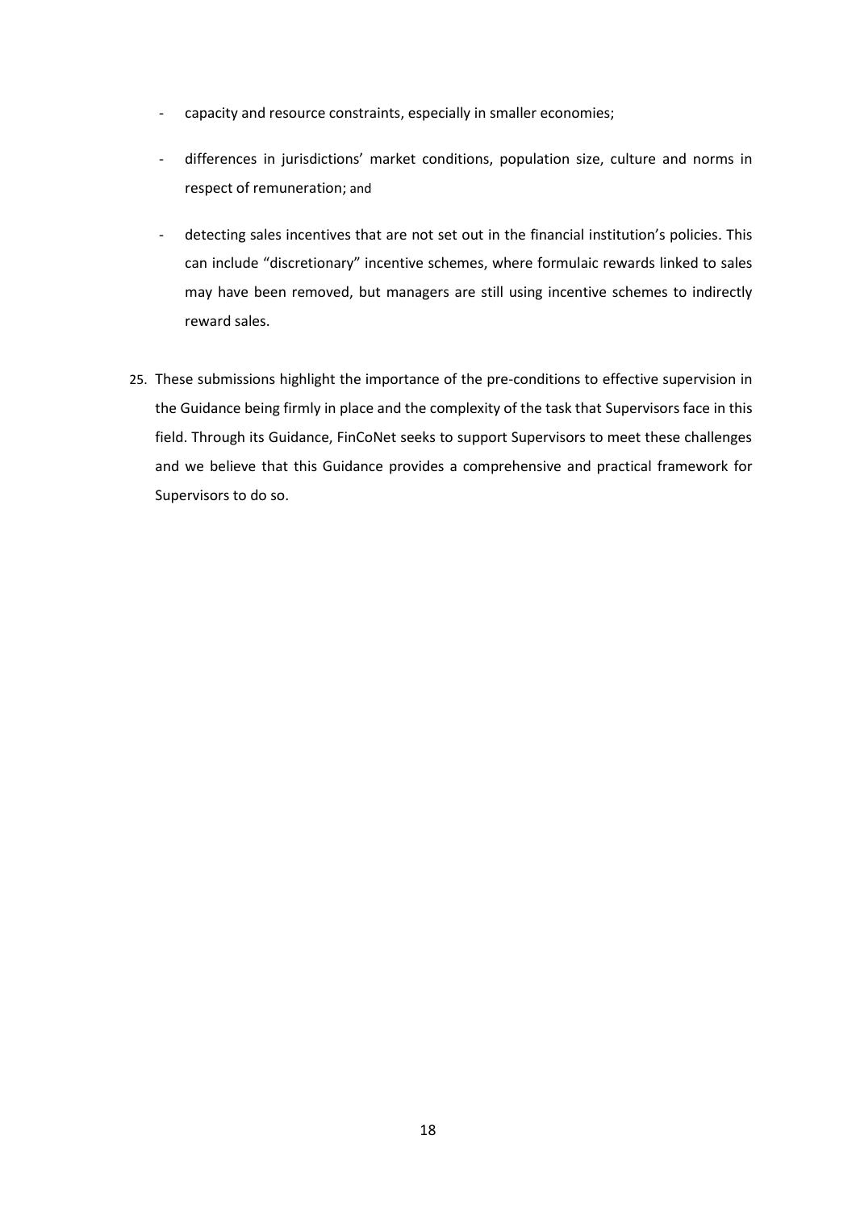- capacity and resource constraints, especially in smaller economies;
- differences in jurisdictions' market conditions, population size, culture and norms in respect of remuneration; and
- detecting sales incentives that are not set out in the financial institution's policies. This can include "discretionary" incentive schemes, where formulaic rewards linked to sales may have been removed, but managers are still using incentive schemes to indirectly reward sales.

25. These submissions highlight the importance of the pre-conditions to effective supervision in the Guidance being firmly in place and the complexity of the task that Supervisors face in this field. Through its Guidance, FinCoNet seeks to support Supervisors to meet these challenges and we believe that this Guidance provides a comprehensive and practical framework for Supervisors to do so.